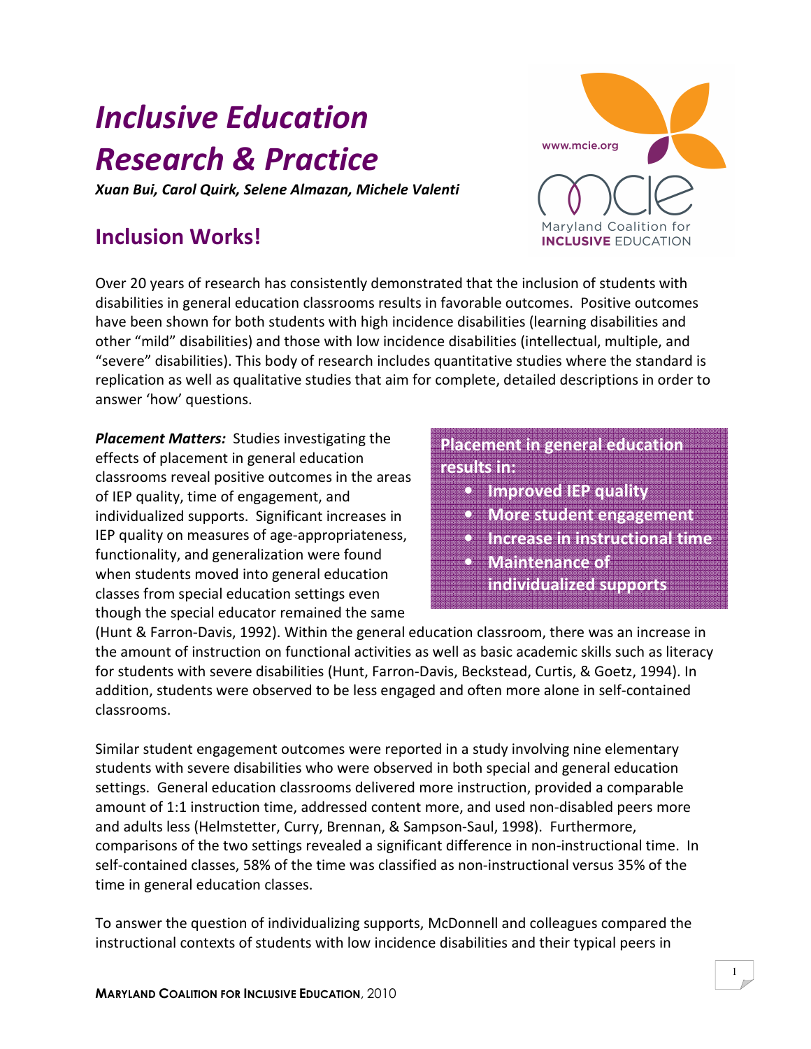# *Inclusive Education Research & Practice*

***Xuan Bui, Carol Quirk, Selene Almazan, Michele Valenti***

## Inclusion Works!

Over 20 years of research has consistently demonstrated that the inclusion of students with disabilities in general education classrooms results in favorable outcomes. Positive outcomes have been shown for both students with high incidence disabilities (learning disabilities and other “mild” disabilities) and those with low incidence disabilities (intellectual, multiple, and “severe” disabilities). This body of research includes quantitative studies where the standard is replication as well as qualitative studies that aim for complete, detailed descriptions in order to answer ‘how’ questions.

**Placement in general education results in:**

- **Improved IEP quality**
- **More student engagement**
- **Increase in instructional time**
- **Maintenance of individualized supports**

***Placement Matters:*** Studies investigating the effects of placement in general education classrooms reveal positive outcomes in the areas of IEP quality, time of engagement, and individualized supports. Significant increases in IEP quality on measures of age-appropriateness, functionality, and generalization were found when students moved into general education classes from special education settings even though the special educator remained the same (Hunt & Farron-Davis, 1992). Within the general education classroom, there was an increase in the amount of instruction on functional activities as well as basic academic skills such as literacy for students with severe disabilities (Hunt, Farron-Davis, Beckstead, Curtis, & Goetz, 1994). In addition, students were observed to be less engaged and often more alone in self-contained classrooms.

Similar student engagement outcomes were reported in a study involving nine elementary students with severe disabilities who were observed in both special and general education settings. General education classrooms delivered more instruction, provided a comparable amount of 1:1 instruction time, addressed content more, and used non-disabled peers more and adults less (Helmstetter, Curry, Brennan, & Sampson-Saul, 1998). Furthermore, comparisons of the two settings revealed a significant difference in non-instructional time. In self-contained classes, 58% of the time was classified as non-instructional versus 35% of the time in general education classes.

To answer the question of individualizing supports, McDonnell and colleagues compared the instructional contexts of students with low incidence disabilities and their typical peers in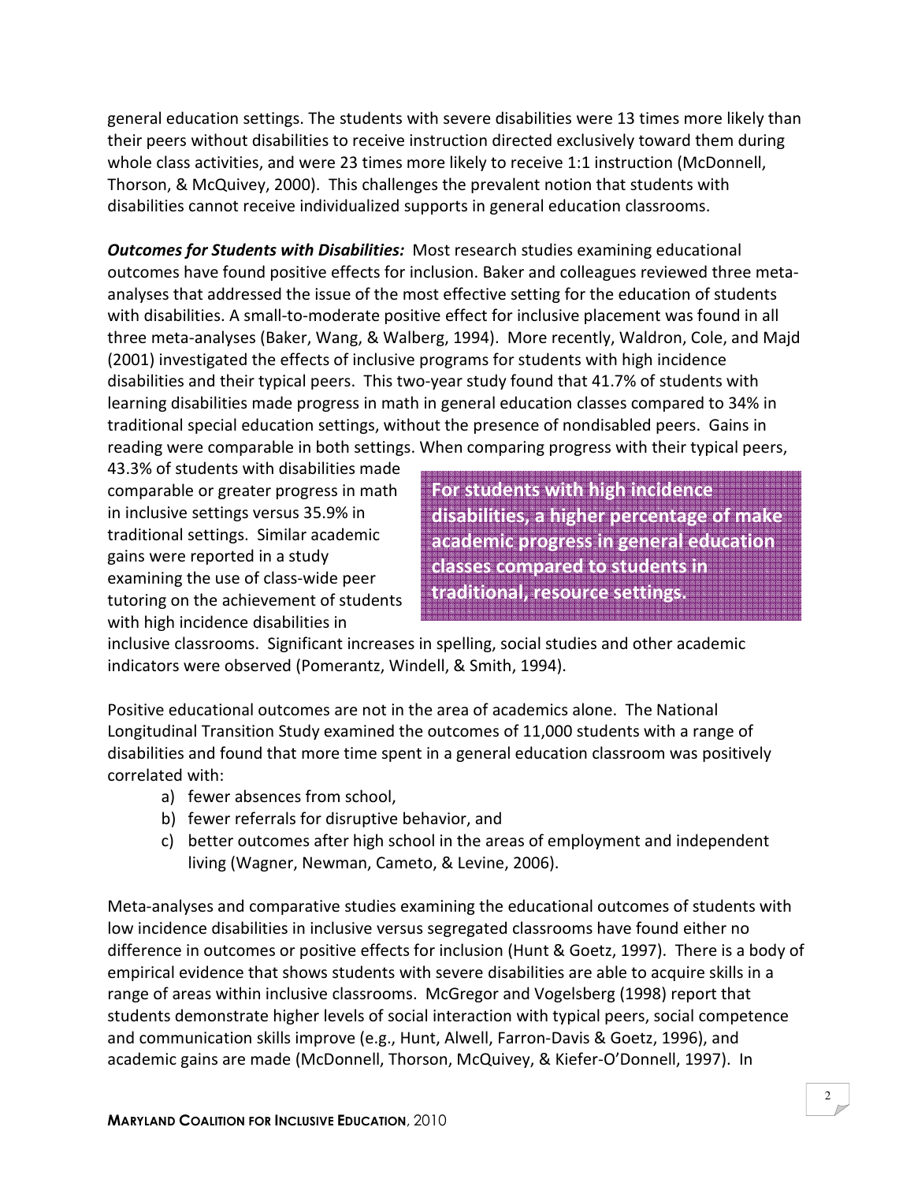general education settings. The students with severe disabilities were 13 times more likely than their peers without disabilities to receive instruction directed exclusively toward them during whole class activities, and were 23 times more likely to receive 1:1 instruction (McDonnell, Thorson, & McQuivey, 2000). This challenges the prevalent notion that students with disabilities cannot receive individualized supports in general education classrooms.

***Outcomes for Students with Disabilities:*** Most research studies examining educational outcomes have found positive effects for inclusion. Baker and colleagues reviewed three meta-analyses that addressed the issue of the most effective setting for the education of students with disabilities. A small-to-moderate positive effect for inclusive placement was found in all three meta-analyses (Baker, Wang, & Walberg, 1994). More recently, Waldron, Cole, and Majd (2001) investigated the effects of inclusive programs for students with high incidence disabilities and their typical peers. This two-year study found that 41.7% of students with learning disabilities made progress in math in general education classes compared to 34% in traditional special education settings, without the presence of nondisabled peers. Gains in reading were comparable in both settings. When comparing progress with their typical peers, 43.3% of students with disabilities made comparable or greater progress in math in inclusive settings versus 35.9% in traditional settings. Similar academic gains were reported in a study examining the use of class-wide peer tutoring on the achievement of students with high incidence disabilities in inclusive classrooms. Significant increases in spelling, social studies and other academic indicators were observed (Pomerantz, Windell, & Smith, 1994).

> **For students with high incidence disabilities, a higher percentage of make academic progress in general education classes compared to students in traditional, resource settings.**

Positive educational outcomes are not in the area of academics alone. The National Longitudinal Transition Study examined the outcomes of 11,000 students with a range of disabilities and found that more time spent in a general education classroom was positively correlated with:

a) fewer absences from school,
b) fewer referrals for disruptive behavior, and
c) better outcomes after high school in the areas of employment and independent living (Wagner, Newman, Cameto, & Levine, 2006).

Meta-analyses and comparative studies examining the educational outcomes of students with low incidence disabilities in inclusive versus segregated classrooms have found either no difference in outcomes or positive effects for inclusion (Hunt & Goetz, 1997). There is a body of empirical evidence that shows students with severe disabilities are able to acquire skills in a range of areas within inclusive classrooms. McGregor and Vogelsberg (1998) report that students demonstrate higher levels of social interaction with typical peers, social competence and communication skills improve (e.g., Hunt, Alwell, Farron-Davis & Goetz, 1996), and academic gains are made (McDonnell, Thorson, McQuivey, & Kiefer-O'Donnell, 1997). In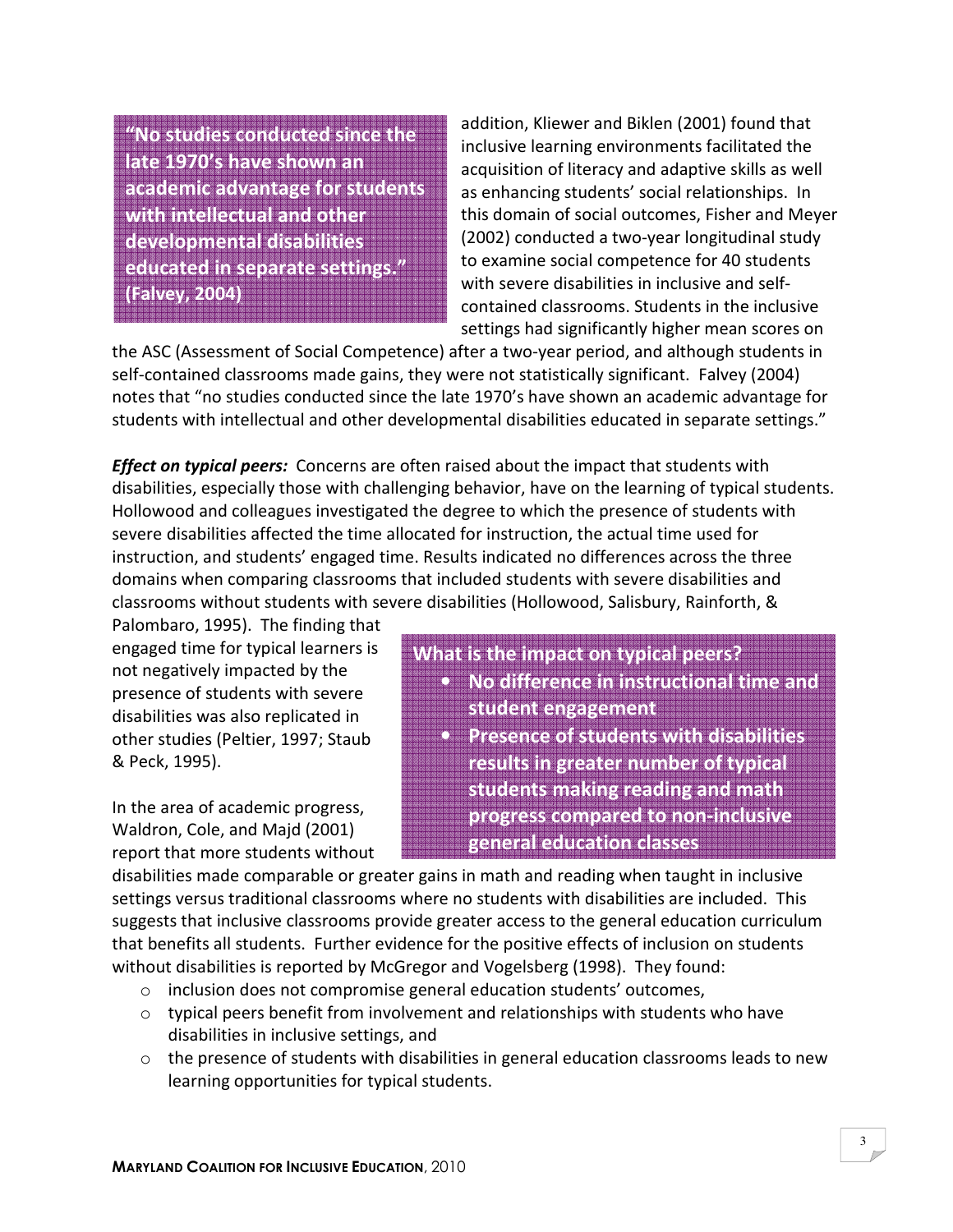> **"No studies conducted since the late 1970's have shown an academic advantage for students with intellectual and other developmental disabilities educated in separate settings." (Falvey, 2004)**

addition, Kliewer and Biklen (2001) found that inclusive learning environments facilitated the acquisition of literacy and adaptive skills as well as enhancing students' social relationships. In this domain of social outcomes, Fisher and Meyer (2002) conducted a two-year longitudinal study to examine social competence for 40 students with severe disabilities in inclusive and self-contained classrooms. Students in the inclusive settings had significantly higher mean scores on the ASC (Assessment of Social Competence) after a two-year period, and although students in self-contained classrooms made gains, they were not statistically significant. Falvey (2004) notes that "no studies conducted since the late 1970's have shown an academic advantage for students with intellectual and other developmental disabilities educated in separate settings."

***Effect on typical peers:*** Concerns are often raised about the impact that students with disabilities, especially those with challenging behavior, have on the learning of typical students. Hollowood and colleagues investigated the degree to which the presence of students with severe disabilities affected the time allocated for instruction, the actual time used for instruction, and students' engaged time. Results indicated no differences across the three domains when comparing classrooms that included students with severe disabilities and classrooms without students with severe disabilities (Hollowood, Salisbury, Rainforth, & Palombaro, 1995). The finding that engaged time for typical learners is not negatively impacted by the presence of students with severe disabilities was also replicated in other studies (Peltier, 1997; Staub & Peck, 1995).

> **What is the impact on typical peers?**
> - **No difference in instructional time and student engagement**
> - **Presence of students with disabilities results in greater number of typical students making reading and math progress compared to non-inclusive general education classes**

In the area of academic progress, Waldron, Cole, and Majd (2001) report that more students without disabilities made comparable or greater gains in math and reading when taught in inclusive settings versus traditional classrooms where no students with disabilities are included. This suggests that inclusive classrooms provide greater access to the general education curriculum that benefits all students. Further evidence for the positive effects of inclusion on students without disabilities is reported by McGregor and Vogelsberg (1998). They found:

- inclusion does not compromise general education students' outcomes,
- typical peers benefit from involvement and relationships with students who have disabilities in inclusive settings, and
- the presence of students with disabilities in general education classrooms leads to new learning opportunities for typical students.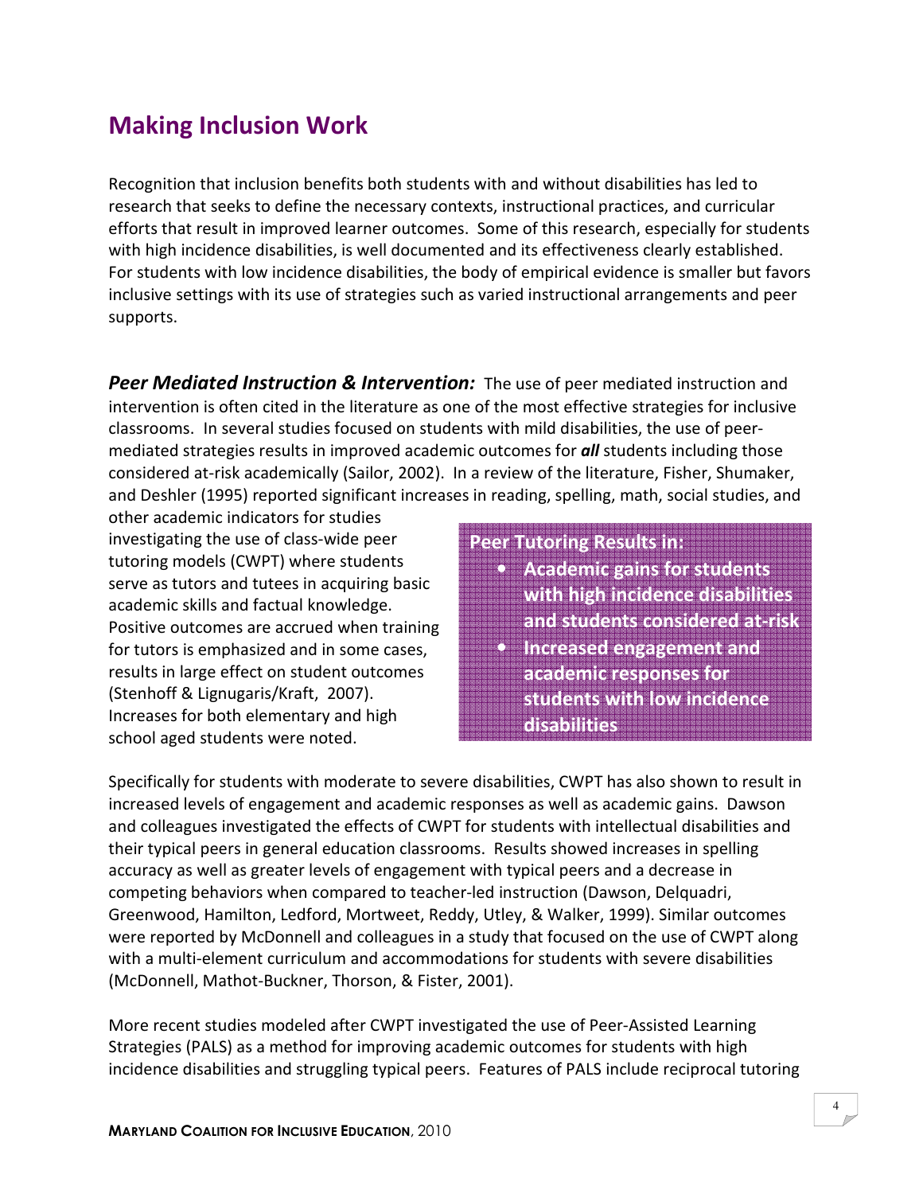## Making Inclusion Work

Recognition that inclusion benefits both students with and without disabilities has led to research that seeks to define the necessary contexts, instructional practices, and curricular efforts that result in improved learner outcomes. Some of this research, especially for students with high incidence disabilities, is well documented and its effectiveness clearly established. For students with low incidence disabilities, the body of empirical evidence is smaller but favors inclusive settings with its use of strategies such as varied instructional arrangements and peer supports.

***Peer Mediated Instruction & Intervention:*** The use of peer mediated instruction and intervention is often cited in the literature as one of the most effective strategies for inclusive classrooms. In several studies focused on students with mild disabilities, the use of peer-mediated strategies results in improved academic outcomes for ***all*** students including those considered at-risk academically (Sailor, 2002). In a review of the literature, Fisher, Shumaker, and Deshler (1995) reported significant increases in reading, spelling, math, social studies, and other academic indicators for studies investigating the use of class-wide peer tutoring models (CWPT) where students serve as tutors and tutees in acquiring basic academic skills and factual knowledge. Positive outcomes are accrued when training for tutors is emphasized and in some cases, results in large effect on student outcomes (Stenhoff & Lignugaris/Kraft, 2007). Increases for both elementary and high school aged students were noted.

**Peer Tutoring Results in:**

- **Academic gains for students with high incidence disabilities and students considered at-risk**
- **Increased engagement and academic responses for students with low incidence disabilities**

Specifically for students with moderate to severe disabilities, CWPT has also shown to result in increased levels of engagement and academic responses as well as academic gains. Dawson and colleagues investigated the effects of CWPT for students with intellectual disabilities and their typical peers in general education classrooms. Results showed increases in spelling accuracy as well as greater levels of engagement with typical peers and a decrease in competing behaviors when compared to teacher-led instruction (Dawson, Delquadri, Greenwood, Hamilton, Ledford, Mortweet, Reddy, Utley, & Walker, 1999). Similar outcomes were reported by McDonnell and colleagues in a study that focused on the use of CWPT along with a multi-element curriculum and accommodations for students with severe disabilities (McDonnell, Mathot-Buckner, Thorson, & Fister, 2001).

More recent studies modeled after CWPT investigated the use of Peer-Assisted Learning Strategies (PALS) as a method for improving academic outcomes for students with high incidence disabilities and struggling typical peers. Features of PALS include reciprocal tutoring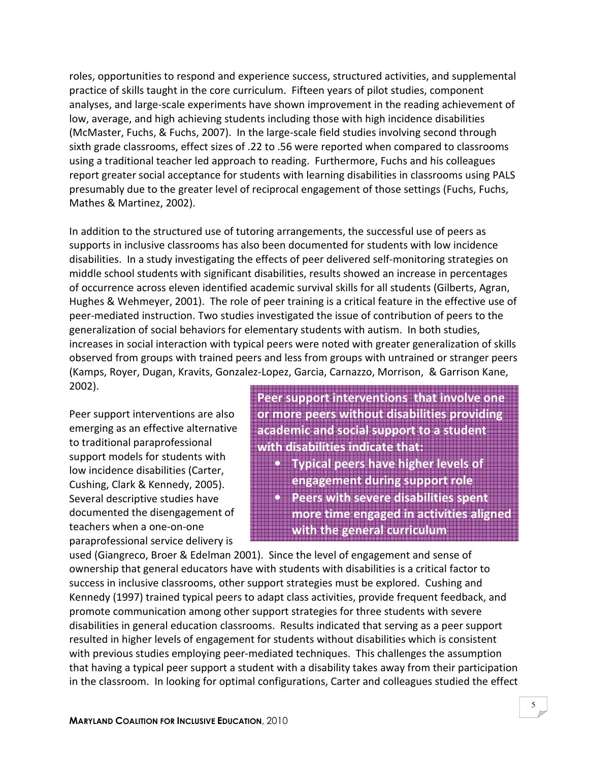roles, opportunities to respond and experience success, structured activities, and supplemental practice of skills taught in the core curriculum. Fifteen years of pilot studies, component analyses, and large-scale experiments have shown improvement in the reading achievement of low, average, and high achieving students including those with high incidence disabilities (McMaster, Fuchs, & Fuchs, 2007). In the large-scale field studies involving second through sixth grade classrooms, effect sizes of .22 to .56 were reported when compared to classrooms using a traditional teacher led approach to reading. Furthermore, Fuchs and his colleagues report greater social acceptance for students with learning disabilities in classrooms using PALS presumably due to the greater level of reciprocal engagement of those settings (Fuchs, Fuchs, Mathes & Martinez, 2002).

In addition to the structured use of tutoring arrangements, the successful use of peers as supports in inclusive classrooms has also been documented for students with low incidence disabilities. In a study investigating the effects of peer delivered self-monitoring strategies on middle school students with significant disabilities, results showed an increase in percentages of occurrence across eleven identified academic survival skills for all students (Gilberts, Agran, Hughes & Wehmeyer, 2001). The role of peer training is a critical feature in the effective use of peer-mediated instruction. Two studies investigated the issue of contribution of peers to the generalization of social behaviors for elementary students with autism. In both studies, increases in social interaction with typical peers were noted with greater generalization of skills observed from groups with trained peers and less from groups with untrained or stranger peers (Kamps, Royer, Dugan, Kravits, Gonzalez-Lopez, Garcia, Carnazzo, Morrison, & Garrison Kane, 2002).

**Peer support interventions that involve one or more peers without disabilities providing academic and social support to a student with disabilities indicate that:**

- **Typical peers have higher levels of engagement during support role**
- **Peers with severe disabilities spent more time engaged in activities aligned with the general curriculum**

Peer support interventions are also emerging as an effective alternative to traditional paraprofessional support models for students with low incidence disabilities (Carter, Cushing, Clark & Kennedy, 2005). Several descriptive studies have documented the disengagement of teachers when a one-on-one paraprofessional service delivery is used (Giangreco, Broer & Edelman 2001). Since the level of engagement and sense of ownership that general educators have with students with disabilities is a critical factor to success in inclusive classrooms, other support strategies must be explored. Cushing and Kennedy (1997) trained typical peers to adapt class activities, provide frequent feedback, and promote communication among other support strategies for three students with severe disabilities in general education classrooms. Results indicated that serving as a peer support resulted in higher levels of engagement for students without disabilities which is consistent with previous studies employing peer-mediated techniques. This challenges the assumption that having a typical peer support a student with a disability takes away from their participation in the classroom. In looking for optimal configurations, Carter and colleagues studied the effect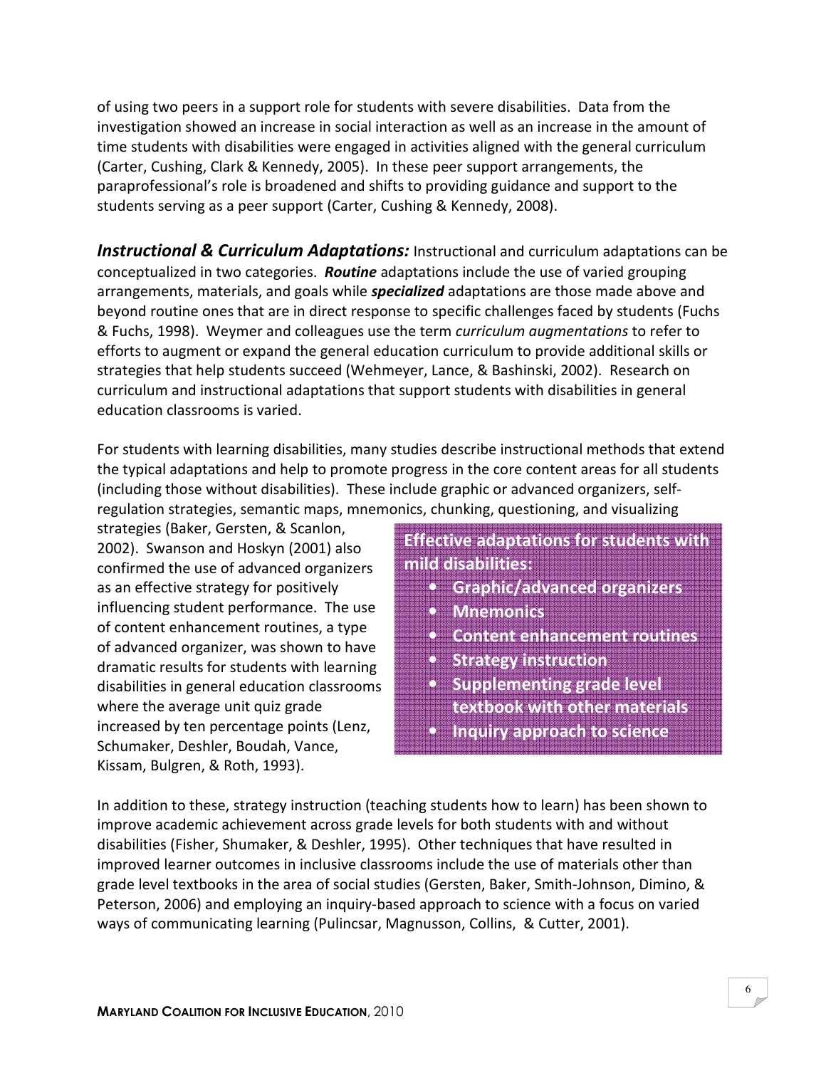of using two peers in a support role for students with severe disabilities. Data from the investigation showed an increase in social interaction as well as an increase in the amount of time students with disabilities were engaged in activities aligned with the general curriculum (Carter, Cushing, Clark & Kennedy, 2005). In these peer support arrangements, the paraprofessional's role is broadened and shifts to providing guidance and support to the students serving as a peer support (Carter, Cushing & Kennedy, 2008).

***Instructional & Curriculum Adaptations:*** Instructional and curriculum adaptations can be conceptualized in two categories. ***Routine*** adaptations include the use of varied grouping arrangements, materials, and goals while ***specialized*** adaptations are those made above and beyond routine ones that are in direct response to specific challenges faced by students (Fuchs & Fuchs, 1998). Weymer and colleagues use the term *curriculum augmentations* to refer to efforts to augment or expand the general education curriculum to provide additional skills or strategies that help students succeed (Wehmeyer, Lance, & Bashinski, 2002). Research on curriculum and instructional adaptations that support students with disabilities in general education classrooms is varied.

For students with learning disabilities, many studies describe instructional methods that extend the typical adaptations and help to promote progress in the core content areas for all students (including those without disabilities). These include graphic or advanced organizers, self-regulation strategies, semantic maps, mnemonics, chunking, questioning, and visualizing strategies (Baker, Gersten, & Scanlon, 2002). Swanson and Hoskyn (2001) also confirmed the use of advanced organizers as an effective strategy for positively influencing student performance. The use of content enhancement routines, a type of advanced organizer, was shown to have dramatic results for students with learning disabilities in general education classrooms where the average unit quiz grade increased by ten percentage points (Lenz, Schumaker, Deshler, Boudah, Vance, Kissam, Bulgren, & Roth, 1993).

**Effective adaptations for students with mild disabilities:**

- **Graphic/advanced organizers**
- **Mnemonics**
- **Content enhancement routines**
- **Strategy instruction**
- **Supplementing grade level textbook with other materials**
- **Inquiry approach to science**

In addition to these, strategy instruction (teaching students how to learn) has been shown to improve academic achievement across grade levels for both students with and without disabilities (Fisher, Shumaker, & Deshler, 1995). Other techniques that have resulted in improved learner outcomes in inclusive classrooms include the use of materials other than grade level textbooks in the area of social studies (Gersten, Baker, Smith-Johnson, Dimino, & Peterson, 2006) and employing an inquiry-based approach to science with a focus on varied ways of communicating learning (Pulincsar, Magnusson, Collins, & Cutter, 2001).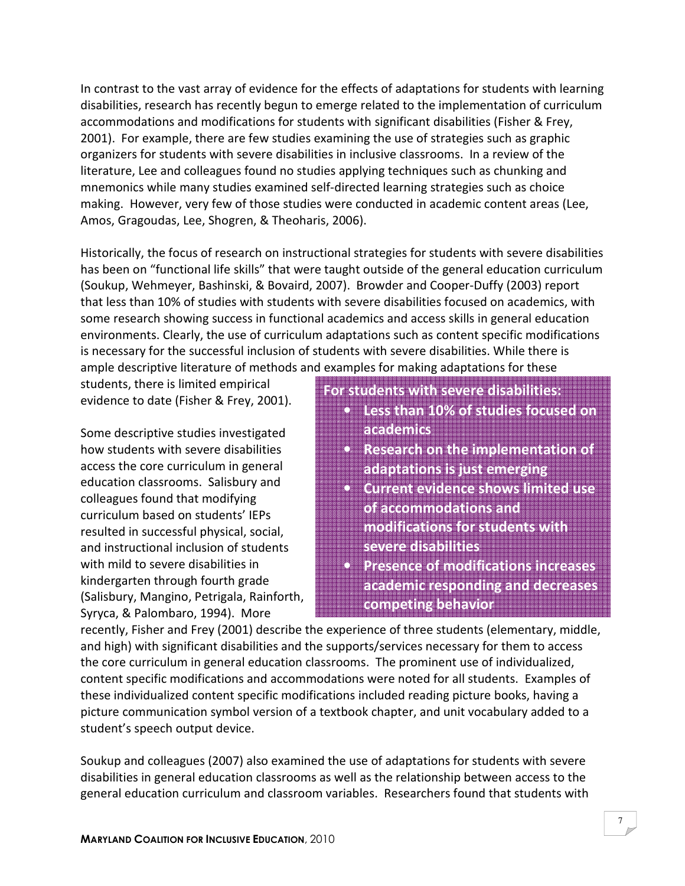In contrast to the vast array of evidence for the effects of adaptations for students with learning disabilities, research has recently begun to emerge related to the implementation of curriculum accommodations and modifications for students with significant disabilities (Fisher & Frey, 2001). For example, there are few studies examining the use of strategies such as graphic organizers for students with severe disabilities in inclusive classrooms. In a review of the literature, Lee and colleagues found no studies applying techniques such as chunking and mnemonics while many studies examined self-directed learning strategies such as choice making. However, very few of those studies were conducted in academic content areas (Lee, Amos, Gragoudas, Lee, Shogren, & Theoharis, 2006).

Historically, the focus of research on instructional strategies for students with severe disabilities has been on "functional life skills" that were taught outside of the general education curriculum (Soukup, Wehmeyer, Bashinski, & Bovaird, 2007). Browder and Cooper-Duffy (2003) report that less than 10% of studies with students with severe disabilities focused on academics, with some research showing success in functional academics and access skills in general education environments. Clearly, the use of curriculum adaptations such as content specific modifications is necessary for the successful inclusion of students with severe disabilities. While there is ample descriptive literature of methods and examples for making adaptations for these students, there is limited empirical evidence to date (Fisher & Frey, 2001).

> **For students with severe disabilities:**
> - **Less than 10% of studies focused on academics**
> - **Research on the implementation of adaptations is just emerging**
> - **Current evidence shows limited use of accommodations and modifications for students with severe disabilities**
> - **Presence of modifications increases academic responding and decreases competing behavior**

Some descriptive studies investigated how students with severe disabilities access the core curriculum in general education classrooms. Salisbury and colleagues found that modifying curriculum based on students' IEPs resulted in successful physical, social, and instructional inclusion of students with mild to severe disabilities in kindergarten through fourth grade (Salisbury, Mangino, Petrigala, Rainforth, Syryca, & Palombaro, 1994). More recently, Fisher and Frey (2001) describe the experience of three students (elementary, middle, and high) with significant disabilities and the supports/services necessary for them to access the core curriculum in general education classrooms. The prominent use of individualized, content specific modifications and accommodations were noted for all students. Examples of these individualized content specific modifications included reading picture books, having a picture communication symbol version of a textbook chapter, and unit vocabulary added to a student's speech output device.

Soukup and colleagues (2007) also examined the use of adaptations for students with severe disabilities in general education classrooms as well as the relationship between access to the general education curriculum and classroom variables. Researchers found that students with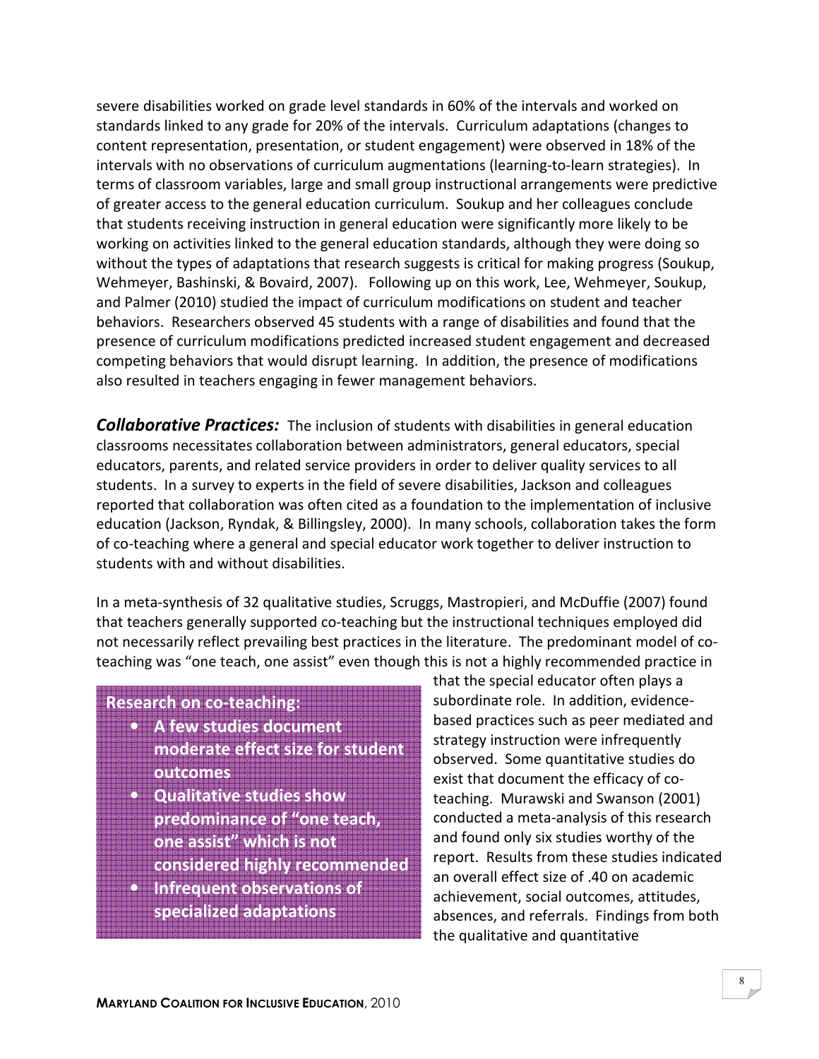severe disabilities worked on grade level standards in 60% of the intervals and worked on standards linked to any grade for 20% of the intervals. Curriculum adaptations (changes to content representation, presentation, or student engagement) were observed in 18% of the intervals with no observations of curriculum augmentations (learning-to-learn strategies). In terms of classroom variables, large and small group instructional arrangements were predictive of greater access to the general education curriculum. Soukup and her colleagues conclude that students receiving instruction in general education were significantly more likely to be working on activities linked to the general education standards, although they were doing so without the types of adaptations that research suggests is critical for making progress (Soukup, Wehmeyer, Bashinski, & Bovaird, 2007). Following up on this work, Lee, Wehmeyer, Soukup, and Palmer (2010) studied the impact of curriculum modifications on student and teacher behaviors. Researchers observed 45 students with a range of disabilities and found that the presence of curriculum modifications predicted increased student engagement and decreased competing behaviors that would disrupt learning. In addition, the presence of modifications also resulted in teachers engaging in fewer management behaviors.

***Collaborative Practices:*** The inclusion of students with disabilities in general education classrooms necessitates collaboration between administrators, general educators, special educators, parents, and related service providers in order to deliver quality services to all students. In a survey to experts in the field of severe disabilities, Jackson and colleagues reported that collaboration was often cited as a foundation to the implementation of inclusive education (Jackson, Ryndak, & Billingsley, 2000). In many schools, collaboration takes the form of co-teaching where a general and special educator work together to deliver instruction to students with and without disabilities.

In a meta-synthesis of 32 qualitative studies, Scruggs, Mastropieri, and McDuffie (2007) found that teachers generally supported co-teaching but the instructional techniques employed did not necessarily reflect prevailing best practices in the literature. The predominant model of co-teaching was "one teach, one assist" even though this is not a highly recommended practice in that the special educator often plays a subordinate role. In addition, evidence-based practices such as peer mediated and strategy instruction were infrequently observed. Some quantitative studies do exist that document the efficacy of co-teaching. Murawski and Swanson (2001) conducted a meta-analysis of this research and found only six studies worthy of the report. Results from these studies indicated an overall effect size of .40 on academic achievement, social outcomes, attitudes, absences, and referrals. Findings from both the qualitative and quantitative

**Research on co-teaching:**

- **A few studies document moderate effect size for student outcomes**
- **Qualitative studies show predominance of "one teach, one assist" which is not considered highly recommended**
- **Infrequent observations of specialized adaptations**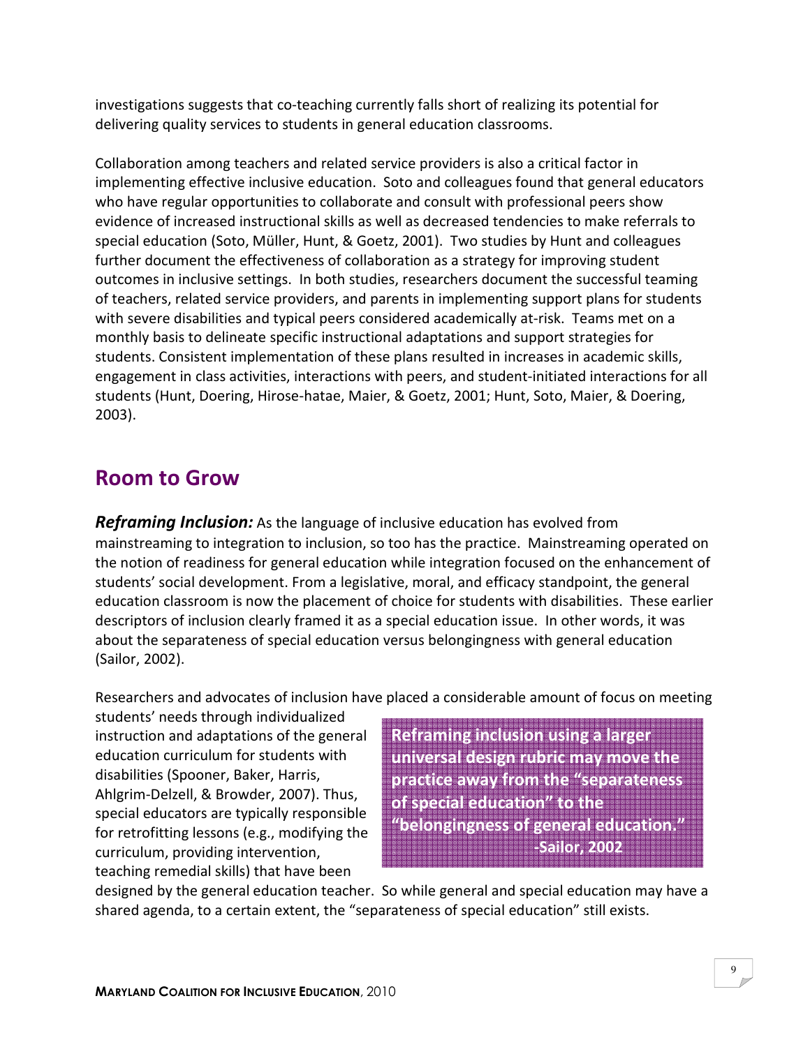investigations suggests that co-teaching currently falls short of realizing its potential for delivering quality services to students in general education classrooms.

Collaboration among teachers and related service providers is also a critical factor in implementing effective inclusive education. Soto and colleagues found that general educators who have regular opportunities to collaborate and consult with professional peers show evidence of increased instructional skills as well as decreased tendencies to make referrals to special education (Soto, Müller, Hunt, & Goetz, 2001). Two studies by Hunt and colleagues further document the effectiveness of collaboration as a strategy for improving student outcomes in inclusive settings. In both studies, researchers document the successful teaming of teachers, related service providers, and parents in implementing support plans for students with severe disabilities and typical peers considered academically at-risk. Teams met on a monthly basis to delineate specific instructional adaptations and support strategies for students. Consistent implementation of these plans resulted in increases in academic skills, engagement in class activities, interactions with peers, and student-initiated interactions for all students (Hunt, Doering, Hirose-hatae, Maier, & Goetz, 2001; Hunt, Soto, Maier, & Doering, 2003).

## Room to Grow

***Reframing Inclusion:*** As the language of inclusive education has evolved from mainstreaming to integration to inclusion, so too has the practice. Mainstreaming operated on the notion of readiness for general education while integration focused on the enhancement of students' social development. From a legislative, moral, and efficacy standpoint, the general education classroom is now the placement of choice for students with disabilities. These earlier descriptors of inclusion clearly framed it as a special education issue. In other words, it was about the separateness of special education versus belongingness with general education (Sailor, 2002).

Researchers and advocates of inclusion have placed a considerable amount of focus on meeting students' needs through individualized instruction and adaptations of the general education curriculum for students with disabilities (Spooner, Baker, Harris, Ahlgrim-Delzell, & Browder, 2007). Thus, special educators are typically responsible for retrofitting lessons (e.g., modifying the curriculum, providing intervention, teaching remedial skills) that have been designed by the general education teacher. So while general and special education may have a shared agenda, to a certain extent, the "separateness of special education" still exists.

> **Reframing inclusion using a larger universal design rubric may move the practice away from the "separateness of special education" to the "belongingness of general education."**
> **-Sailor, 2002**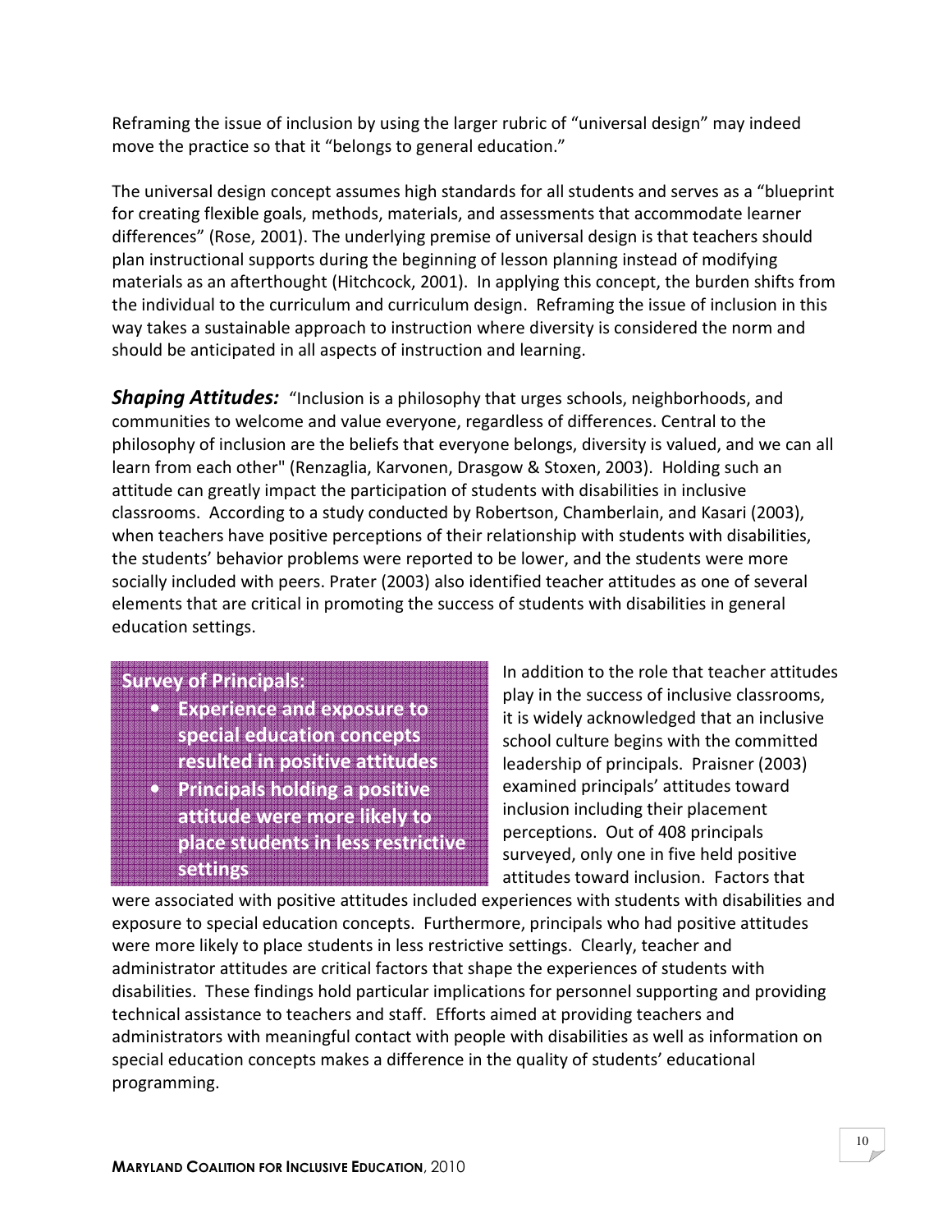Reframing the issue of inclusion by using the larger rubric of "universal design" may indeed move the practice so that it "belongs to general education."

The universal design concept assumes high standards for all students and serves as a "blueprint for creating flexible goals, methods, materials, and assessments that accommodate learner differences" (Rose, 2001). The underlying premise of universal design is that teachers should plan instructional supports during the beginning of lesson planning instead of modifying materials as an afterthought (Hitchcock, 2001). In applying this concept, the burden shifts from the individual to the curriculum and curriculum design. Reframing the issue of inclusion in this way takes a sustainable approach to instruction where diversity is considered the norm and should be anticipated in all aspects of instruction and learning.

***Shaping Attitudes:*** "Inclusion is a philosophy that urges schools, neighborhoods, and communities to welcome and value everyone, regardless of differences. Central to the philosophy of inclusion are the beliefs that everyone belongs, diversity is valued, and we can all learn from each other" (Renzaglia, Karvonen, Drasgow & Stoxen, 2003). Holding such an attitude can greatly impact the participation of students with disabilities in inclusive classrooms. According to a study conducted by Robertson, Chamberlain, and Kasari (2003), when teachers have positive perceptions of their relationship with students with disabilities, the students' behavior problems were reported to be lower, and the students were more socially included with peers. Prater (2003) also identified teacher attitudes as one of several elements that are critical in promoting the success of students with disabilities in general education settings.

> **Survey of Principals:**
> - **Experience and exposure to special education concepts resulted in positive attitudes**
> - **Principals holding a positive attitude were more likely to place students in less restrictive settings**

In addition to the role that teacher attitudes play in the success of inclusive classrooms, it is widely acknowledged that an inclusive school culture begins with the committed leadership of principals. Praisner (2003) examined principals' attitudes toward inclusion including their placement perceptions. Out of 408 principals surveyed, only one in five held positive attitudes toward inclusion. Factors that were associated with positive attitudes included experiences with students with disabilities and exposure to special education concepts. Furthermore, principals who had positive attitudes were more likely to place students in less restrictive settings. Clearly, teacher and administrator attitudes are critical factors that shape the experiences of students with disabilities. These findings hold particular implications for personnel supporting and providing technical assistance to teachers and staff. Efforts aimed at providing teachers and administrators with meaningful contact with people with disabilities as well as information on special education concepts makes a difference in the quality of students' educational programming.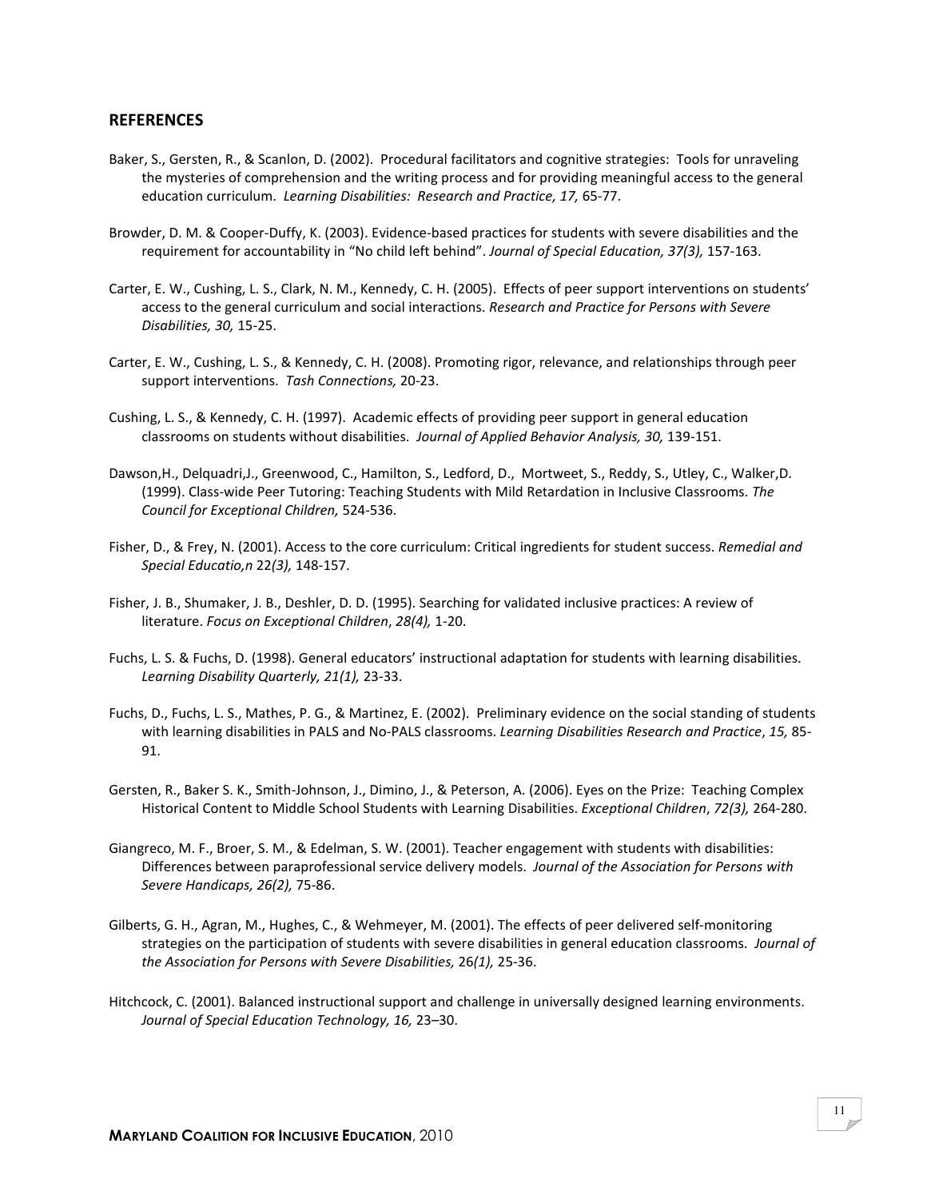## REFERENCES

Baker, S., Gersten, R., & Scanlon, D. (2002). Procedural facilitators and cognitive strategies: Tools for unraveling the mysteries of comprehension and the writing process and for providing meaningful access to the general education curriculum. *Learning Disabilities: Research and Practice, 17,* 65-77.

Browder, D. M. & Cooper-Duffy, K. (2003). Evidence-based practices for students with severe disabilities and the requirement for accountability in "No child left behind". *Journal of Special Education, 37(3),* 157-163.

Carter, E. W., Cushing, L. S., Clark, N. M., Kennedy, C. H. (2005). Effects of peer support interventions on students' access to the general curriculum and social interactions. *Research and Practice for Persons with Severe Disabilities, 30,* 15-25.

Carter, E. W., Cushing, L. S., & Kennedy, C. H. (2008). Promoting rigor, relevance, and relationships through peer support interventions. *Tash Connections,* 20-23.

Cushing, L. S., & Kennedy, C. H. (1997). Academic effects of providing peer support in general education classrooms on students without disabilities. *Journal of Applied Behavior Analysis, 30,* 139-151.

Dawson,H., Delquadri,J., Greenwood, C., Hamilton, S., Ledford, D., Mortweet, S., Reddy, S., Utley, C., Walker,D. (1999). Class-wide Peer Tutoring: Teaching Students with Mild Retardation in Inclusive Classrooms. *The Council for Exceptional Children,* 524-536.

Fisher, D., & Frey, N. (2001). Access to the core curriculum: Critical ingredients for student success. *Remedial and Special Educatio,n* 22*(3),* 148-157.

Fisher, J. B., Shumaker, J. B., Deshler, D. D. (1995). Searching for validated inclusive practices: A review of literature. *Focus on Exceptional Children*, *28(4),* 1-20.

Fuchs, L. S. & Fuchs, D. (1998). General educators' instructional adaptation for students with learning disabilities. *Learning Disability Quarterly, 21(1),* 23-33.

Fuchs, D., Fuchs, L. S., Mathes, P. G., & Martinez, E. (2002). Preliminary evidence on the social standing of students with learning disabilities in PALS and No-PALS classrooms. *Learning Disabilities Research and Practice*, *15,* 85-91.

Gersten, R., Baker S. K., Smith-Johnson, J., Dimino, J., & Peterson, A. (2006). Eyes on the Prize: Teaching Complex Historical Content to Middle School Students with Learning Disabilities. *Exceptional Children*, *72(3),* 264-280.

Giangreco, M. F., Broer, S. M., & Edelman, S. W. (2001). Teacher engagement with students with disabilities: Differences between paraprofessional service delivery models. *Journal of the Association for Persons with Severe Handicaps, 26(2),* 75-86.

Gilberts, G. H., Agran, M., Hughes, C., & Wehmeyer, M. (2001). The effects of peer delivered self-monitoring strategies on the participation of students with severe disabilities in general education classrooms. *Journal of the Association for Persons with Severe Disabilities,* 26*(1),* 25-36.

Hitchcock, C. (2001). Balanced instructional support and challenge in universally designed learning environments. *Journal of Special Education Technology, 16,* 23–30.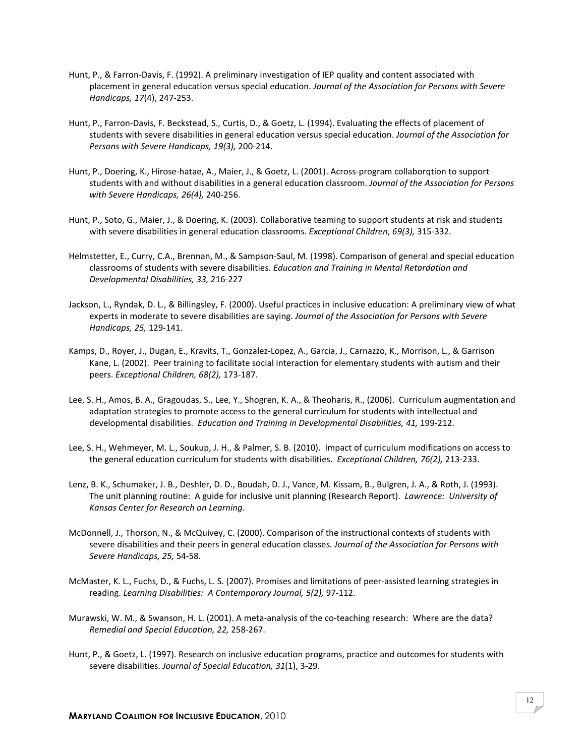Hunt, P., & Farron-Davis, F. (1992). A preliminary investigation of IEP quality and content associated with placement in general education versus special education. *Journal of the Association for Persons with Severe Handicaps, 17*(4), 247-253.

Hunt, P., Farron-Davis, F. Beckstead, S., Curtis, D., & Goetz, L. (1994). Evaluating the effects of placement of students with severe disabilities in general education versus special education. *Journal of the Association for Persons with Severe Handicaps, 19(3),* 200-214.

Hunt, P., Doering, K., Hirose-hatae, A., Maier, J., & Goetz, L. (2001). Across-program collaborqtion to support students with and without disabilities in a general education classroom. *Journal of the Association for Persons with Severe Handicaps, 26(4),* 240-256.

Hunt, P., Soto, G., Maier, J., & Doering, K. (2003). Collaborative teaming to support students at risk and students with severe disabilities in general education classrooms. *Exceptional Children*, *69(3),* 315-332.

Helmstetter, E., Curry, C.A., Brennan, M., & Sampson-Saul, M. (1998). Comparison of general and special education classrooms of students with severe disabilities. *Education and Training in Mental Retardation and Developmental Disabilities, 33,* 216-227

Jackson, L., Ryndak, D. L., & Billingsley, F. (2000). Useful practices in inclusive education: A preliminary view of what experts in moderate to severe disabilities are saying. *Journal of the Association for Persons with Severe Handicaps, 25,* 129-141.

Kamps, D., Royer, J., Dugan, E., Kravits, T., Gonzalez-Lopez, A., Garcia, J., Carnazzo, K., Morrison, L., & Garrison Kane, L. (2002). Peer training to facilitate social interaction for elementary students with autism and their peers. *Exceptional Children, 68(2),* 173-187.

Lee, S. H., Amos, B. A., Gragoudas, S., Lee, Y., Shogren, K. A., & Theoharis, R., (2006). Curriculum augmentation and adaptation strategies to promote access to the general curriculum for students with intellectual and developmental disabilities. *Education and Training in Developmental Disabilities, 41,* 199-212.

Lee, S. H., Wehmeyer, M. L., Soukup, J. H., & Palmer, S. B. (2010). Impact of curriculum modifications on access to the general education curriculum for students with disabilities. *Exceptional Children, 76(2),* 213-233.

Lenz, B. K., Schumaker, J. B., Deshler, D. D., Boudah, D. J., Vance, M. Kissam, B., Bulgren, J. A., & Roth, J. (1993). The unit planning routine: A guide for inclusive unit planning (Research Report). *Lawrence: University of Kansas Center for Research on Learning.*

McDonnell, J., Thorson, N., & McQuivey, C. (2000). Comparison of the instructional contexts of students with severe disabilities and their peers in general education classes*. Journal of the Association for Persons with Severe Handicaps, 25,* 54-58.

McMaster, K. L., Fuchs, D., & Fuchs, L. S. (2007). Promises and limitations of peer-assisted learning strategies in reading. *Learning Disabilities: A Contemporary Journal, 5(2),* 97-112.

Murawski, W. M., & Swanson, H. L. (2001). A meta-analysis of the co-teaching research: Where are the data? *Remedial and Special Education, 22,* 258-267.

Hunt, P., & Goetz, L. (1997). Research on inclusive education programs, practice and outcomes for students with severe disabilities. *Journal of Special Education, 31*(1), 3-29.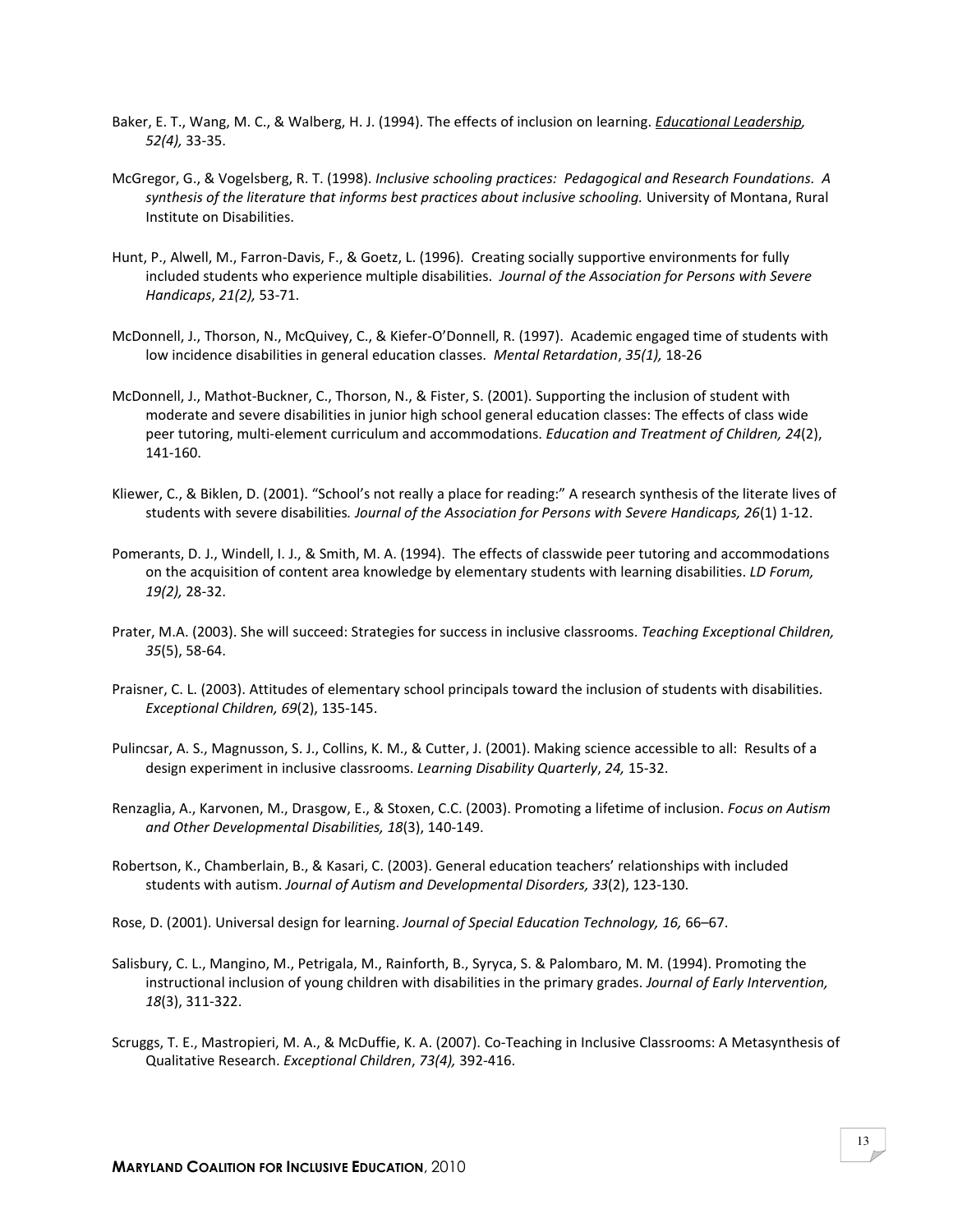Baker, E. T., Wang, M. C., & Walberg, H. J. (1994). The effects of inclusion on learning. *Educational Leadership, 52(4),* 33-35.

McGregor, G., & Vogelsberg, R. T. (1998). *Inclusive schooling practices: Pedagogical and Research Foundations. A synthesis of the literature that informs best practices about inclusive schooling.* University of Montana, Rural Institute on Disabilities.

Hunt, P., Alwell, M., Farron-Davis, F., & Goetz, L. (1996). Creating socially supportive environments for fully included students who experience multiple disabilities. *Journal of the Association for Persons with Severe Handicaps*, *21(2),* 53-71.

McDonnell, J., Thorson, N., McQuivey, C., & Kiefer-O'Donnell, R. (1997). Academic engaged time of students with low incidence disabilities in general education classes. *Mental Retardation*, *35(1),* 18-26

McDonnell, J., Mathot-Buckner, C., Thorson, N., & Fister, S. (2001). Supporting the inclusion of student with moderate and severe disabilities in junior high school general education classes: The effects of class wide peer tutoring, multi-element curriculum and accommodations. *Education and Treatment of Children, 24*(2), 141-160.

Kliewer, C., & Biklen, D. (2001). "School's not really a place for reading:" A research synthesis of the literate lives of students with severe disabilities*. Journal of the Association for Persons with Severe Handicaps, 26*(1) 1-12.

Pomerants, D. J., Windell, I. J., & Smith, M. A. (1994). The effects of classwide peer tutoring and accommodations on the acquisition of content area knowledge by elementary students with learning disabilities. *LD Forum, 19(2),* 28-32.

Prater, M.A. (2003). She will succeed: Strategies for success in inclusive classrooms. *Teaching Exceptional Children, 35*(5), 58-64.

Praisner, C. L. (2003). Attitudes of elementary school principals toward the inclusion of students with disabilities. *Exceptional Children, 69*(2), 135-145.

Pulincsar, A. S., Magnusson, S. J., Collins, K. M., & Cutter, J. (2001). Making science accessible to all: Results of a design experiment in inclusive classrooms. *Learning Disability Quarterly*, *24,* 15-32.

Renzaglia, A., Karvonen, M., Drasgow, E., & Stoxen, C.C. (2003). Promoting a lifetime of inclusion. *Focus on Autism and Other Developmental Disabilities, 18*(3), 140-149.

Robertson, K., Chamberlain, B., & Kasari, C. (2003). General education teachers' relationships with included students with autism. *Journal of Autism and Developmental Disorders, 33*(2), 123-130.

Rose, D. (2001). Universal design for learning. *Journal of Special Education Technology, 16,* 66–67.

Salisbury, C. L., Mangino, M., Petrigala, M., Rainforth, B., Syryca, S. & Palombaro, M. M. (1994). Promoting the instructional inclusion of young children with disabilities in the primary grades. *Journal of Early Intervention, 18*(3), 311-322.

Scruggs, T. E., Mastropieri, M. A., & McDuffie, K. A. (2007). Co-Teaching in Inclusive Classrooms: A Metasynthesis of Qualitative Research. *Exceptional Children*, *73(4),* 392-416.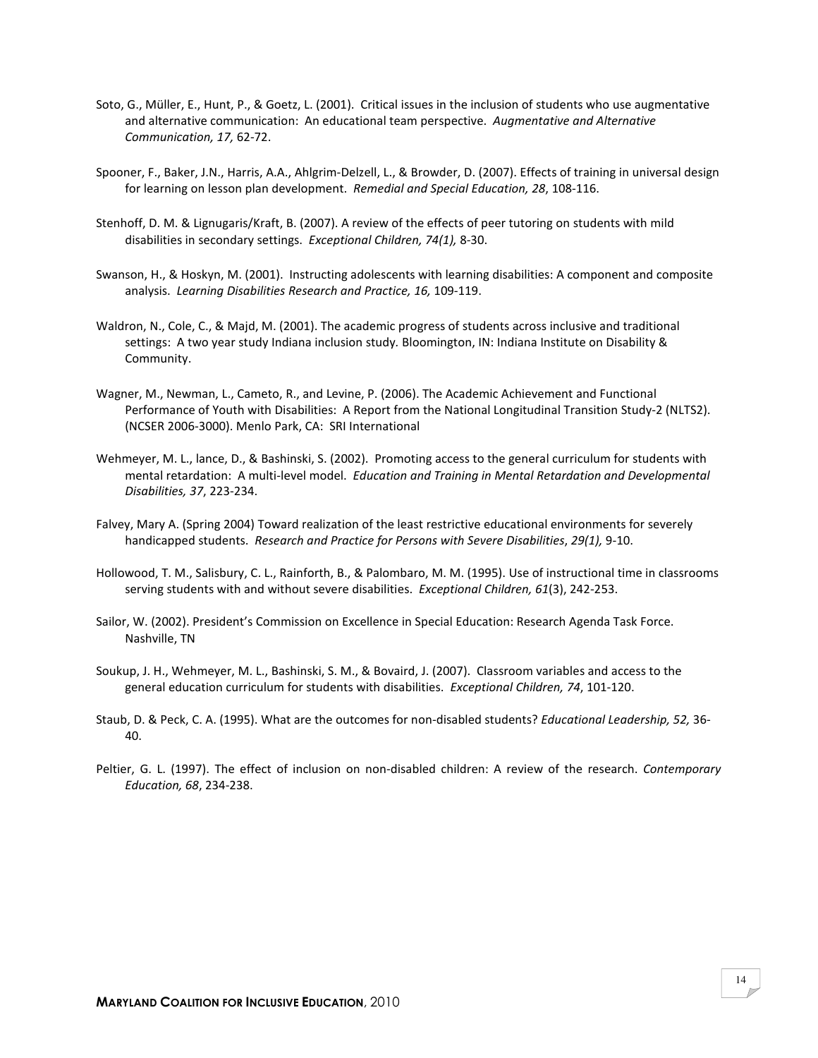Soto, G., Müller, E., Hunt, P., & Goetz, L. (2001). Critical issues in the inclusion of students who use augmentative and alternative communication: An educational team perspective. *Augmentative and Alternative Communication, 17,* 62-72.

Spooner, F., Baker, J.N., Harris, A.A., Ahlgrim-Delzell, L., & Browder, D. (2007). Effects of training in universal design for learning on lesson plan development. *Remedial and Special Education, 28*, 108-116.

Stenhoff, D. M. & Lignugaris/Kraft, B. (2007). A review of the effects of peer tutoring on students with mild disabilities in secondary settings. *Exceptional Children, 74(1),* 8-30.

Swanson, H., & Hoskyn, M. (2001). Instructing adolescents with learning disabilities: A component and composite analysis. *Learning Disabilities Research and Practice, 16,* 109-119.

Waldron, N., Cole, C., & Majd, M. (2001). The academic progress of students across inclusive and traditional settings: A two year study Indiana inclusion study. Bloomington, IN: Indiana Institute on Disability & Community.

Wagner, M., Newman, L., Cameto, R., and Levine, P. (2006). The Academic Achievement and Functional Performance of Youth with Disabilities: A Report from the National Longitudinal Transition Study-2 (NLTS2). (NCSER 2006-3000). Menlo Park, CA: SRI International

Wehmeyer, M. L., lance, D., & Bashinski, S. (2002). Promoting access to the general curriculum for students with mental retardation: A multi-level model. *Education and Training in Mental Retardation and Developmental Disabilities, 37*, 223-234.

Falvey, Mary A. (Spring 2004) Toward realization of the least restrictive educational environments for severely handicapped students. *Research and Practice for Persons with Severe Disabilities*, *29(1),* 9-10.

Hollowood, T. M., Salisbury, C. L., Rainforth, B., & Palombaro, M. M. (1995). Use of instructional time in classrooms serving students with and without severe disabilities. *Exceptional Children, 61*(3), 242-253.

Sailor, W. (2002). President's Commission on Excellence in Special Education: Research Agenda Task Force. Nashville, TN

Soukup, J. H., Wehmeyer, M. L., Bashinski, S. M., & Bovaird, J. (2007). Classroom variables and access to the general education curriculum for students with disabilities. *Exceptional Children, 74*, 101-120.

Staub, D. & Peck, C. A. (1995). What are the outcomes for non-disabled students? *Educational Leadership, 52,* 36-40.

Peltier, G. L. (1997). The effect of inclusion on non-disabled children: A review of the research. *Contemporary Education, 68*, 234-238.